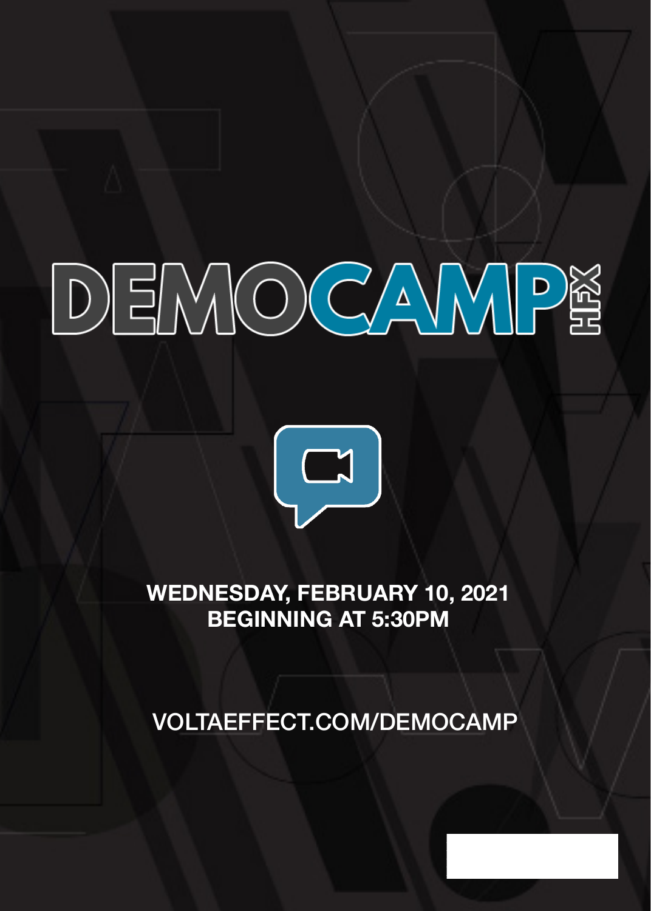# DEMOCAMP HFX

**WEDNESDAY, FEBRUARY 10, 2021**
**BEGINNING AT 5:30PM**

VOLTAEFFECT.COM/DEMOCAMP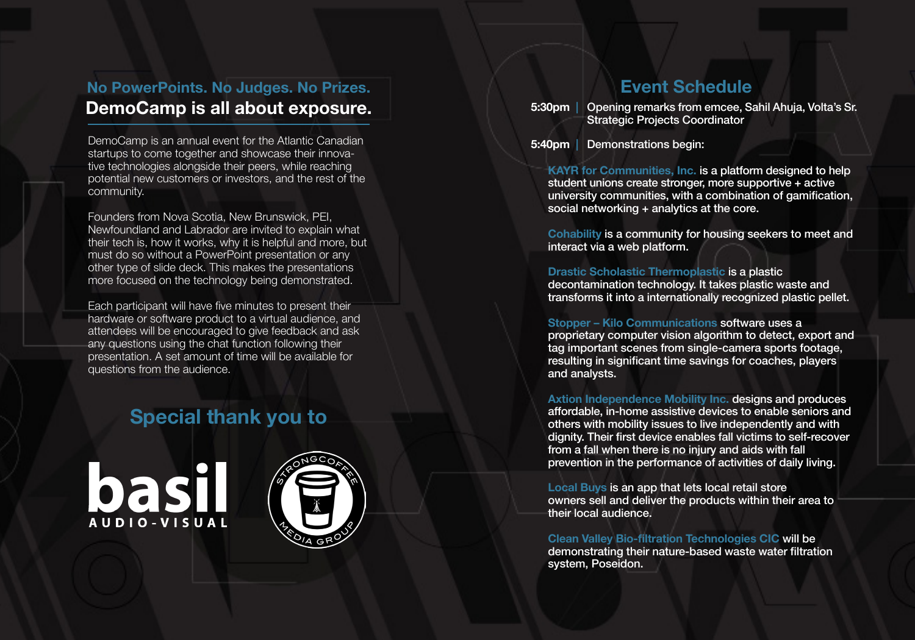## No PowerPoints. No Judges. No Prizes.

## DemoCamp is all about exposure.

DemoCamp is an annual event for the Atlantic Canadian startups to come together and showcase their innovative technologies alongside their peers, while reaching potential new customers or investors, and the rest of the community.

Founders from Nova Scotia, New Brunswick, PEI, Newfoundland and Labrador are invited to explain what their tech is, how it works, why it is helpful and more, but must do so without a PowerPoint presentation or any other type of slide deck. This makes the presentations more focused on the technology being demonstrated.

Each participant will have five minutes to present their hardware or software product to a virtual audience, and attendees will be encouraged to give feedback and ask any questions using the chat function following their presentation. A set amount of time will be available for questions from the audience.

## Special thank you to

basil AUDIO-VISUAL

STRONG COFFEE MEDIA GROUP

## Event Schedule

**5:30pm** | Opening remarks from emcee, Sahil Ahuja, Volta's Sr. Strategic Projects Coordinator

**5:40pm** | Demonstrations begin:

**KAYR for Communities, Inc.** is a platform designed to help student unions create stronger, more supportive + active university communities, with a combination of gamification, social networking + analytics at the core.

**Cohability** is a community for housing seekers to meet and interact via a web platform.

**Drastic Scholastic Thermoplastic** is a plastic decontamination technology. It takes plastic waste and transforms it into a internationally recognized plastic pellet.

**Stopper – Kilo Communications** software uses a proprietary computer vision algorithm to detect, export and tag important scenes from single-camera sports footage, resulting in significant time savings for coaches, players and analysts.

**Axtion Independence Mobility Inc.** designs and produces affordable, in-home assistive devices to enable seniors and others with mobility issues to live independently and with dignity. Their first device enables fall victims to self-recover from a fall when there is no injury and aids with fall prevention in the performance of activities of daily living.

**Local Buys** is an app that lets local retail store owners sell and deliver the products within their area to their local audience.

**Clean Valley Bio-filtration Technologies CIC** will be demonstrating their nature-based waste water filtration system, Poseidon.